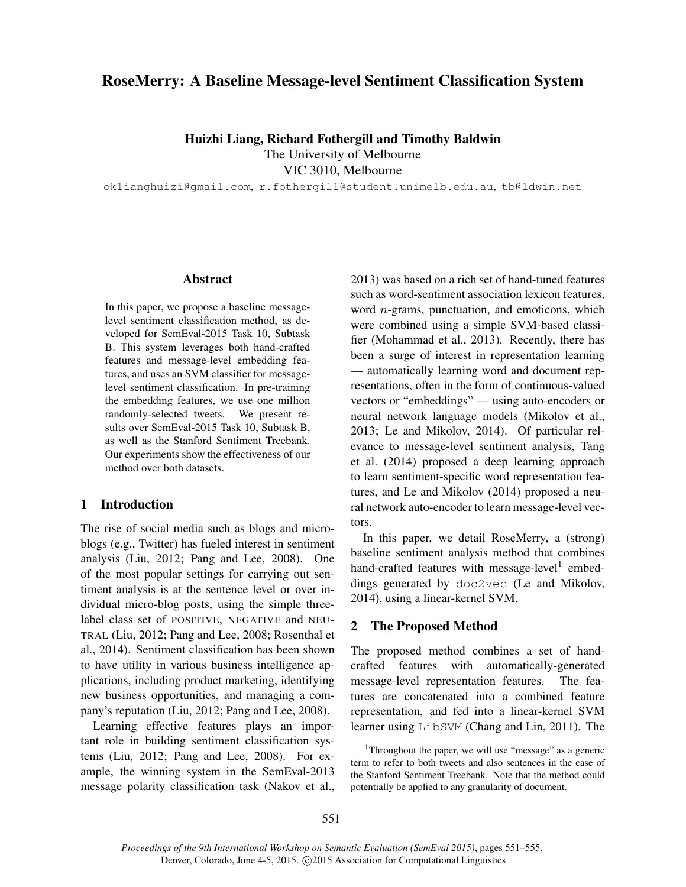# RoseMerry: A Baseline Message-level Sentiment Classification System

**Huizhi Liang, Richard Fothergill and Timothy Baldwin**
The University of Melbourne
VIC 3010, Melbourne
oklianghuizi@gmail.com, r.fothergill@student.unimelb.edu.au, tb@ldwin.net

## Abstract

In this paper, we propose a baseline message-level sentiment classification method, as developed for SemEval-2015 Task 10, Subtask B. This system leverages both hand-crafted features and message-level embedding features, and uses an SVM classifier for message-level sentiment classification. In pre-training the embedding features, we use one million randomly-selected tweets. We present results over SemEval-2015 Task 10, Subtask B, as well as the Stanford Sentiment Treebank. Our experiments show the effectiveness of our method over both datasets.

## 1 Introduction

The rise of social media such as blogs and microblogs (e.g., Twitter) has fueled interest in sentiment analysis (Liu, 2012; Pang and Lee, 2008). One of the most popular settings for carrying out sentiment analysis is at the sentence level or over individual micro-blog posts, using the simple three-label class set of POSITIVE, NEGATIVE and NEUTRAL (Liu, 2012; Pang and Lee, 2008; Rosenthal et al., 2014). Sentiment classification has been shown to have utility in various business intelligence applications, including product marketing, identifying new business opportunities, and managing a company's reputation (Liu, 2012; Pang and Lee, 2008).

Learning effective features plays an important role in building sentiment classification systems (Liu, 2012; Pang and Lee, 2008). For example, the winning system in the SemEval-2013 message polarity classification task (Nakov et al., 2013) was based on a rich set of hand-tuned features such as word-sentiment association lexicon features, word $n$-grams, punctuation, and emoticons, which were combined using a simple SVM-based classifier (Mohammad et al., 2013). Recently, there has been a surge of interest in representation learning — automatically learning word and document representations, often in the form of continuous-valued vectors or "embeddings" — using auto-encoders or neural network language models (Mikolov et al., 2013; Le and Mikolov, 2014). Of particular relevance to message-level sentiment analysis, Tang et al. (2014) proposed a deep learning approach to learn sentiment-specific word representation features, and Le and Mikolov (2014) proposed a neural network auto-encoder to learn message-level vectors.

In this paper, we detail RoseMerry, a (strong) baseline sentiment analysis method that combines hand-crafted features with message-level[1] embeddings generated by `doc2vec` (Le and Mikolov, 2014), using a linear-kernel SVM.

## 2 The Proposed Method

The proposed method combines a set of hand-crafted features with automatically-generated message-level representation features. The features are concatenated into a combined feature representation, and fed into a linear-kernel SVM learner using `LibSVM` (Chang and Lin, 2011). The

[1] Throughout the paper, we will use "message" as a generic term to refer to both tweets and also sentences in the case of the Stanford Sentiment Treebank. Note that the method could potentially be applied to any granularity of document.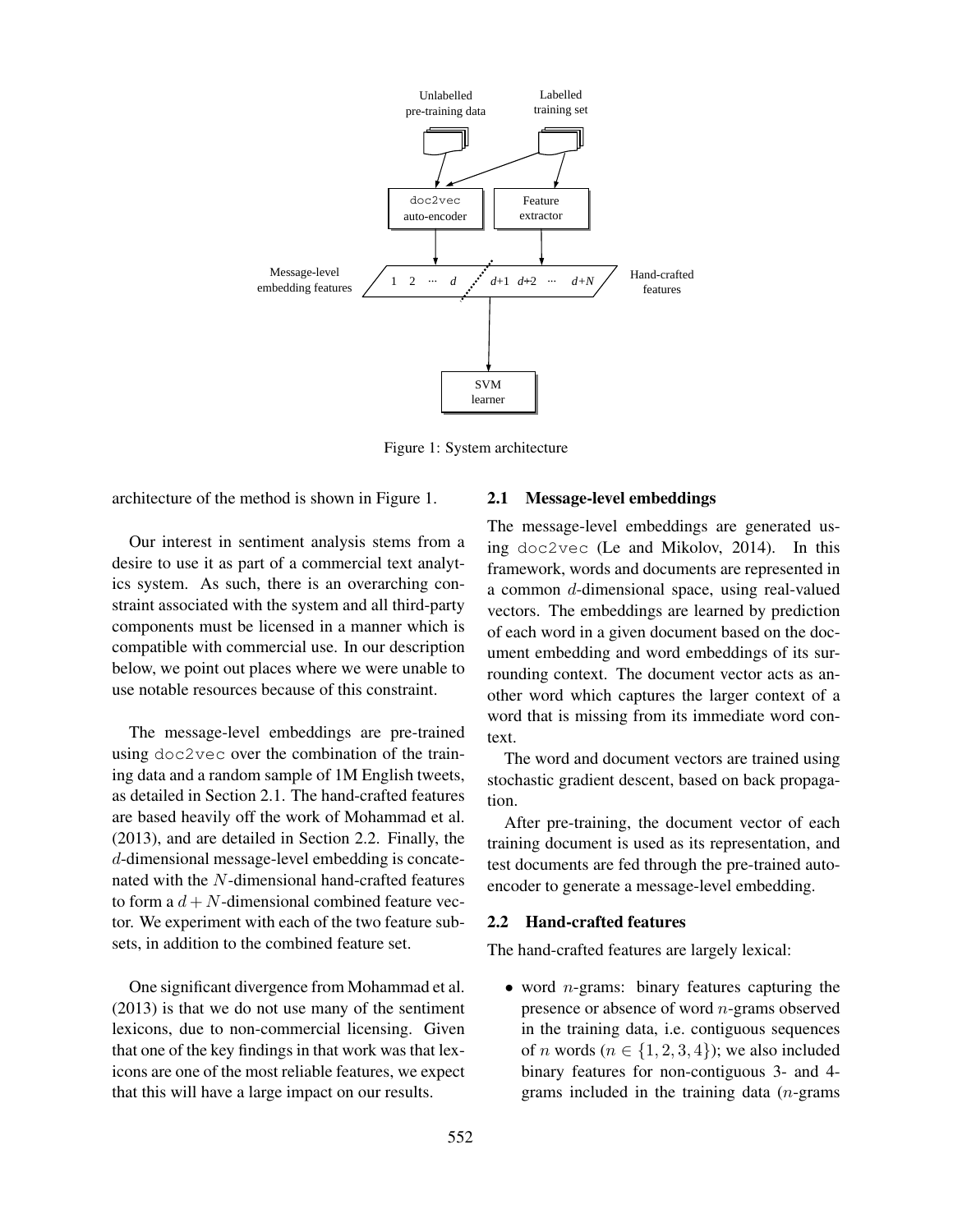Figure 1: System architecture

architecture of the method is shown in Figure 1.

Our interest in sentiment analysis stems from a desire to use it as part of a commercial text analytics system. As such, there is an overarching constraint associated with the system and all third-party components must be licensed in a manner which is compatible with commercial use. In our description below, we point out places where we were unable to use notable resources because of this constraint.

The message-level embeddings are pre-trained using doc2vec over the combination of the training data and a random sample of 1M English tweets, as detailed in Section 2.1. The hand-crafted features are based heavily off the work of Mohammad et al. (2013), and are detailed in Section 2.2. Finally, the $d$-dimensional message-level embedding is concatenated with the $N$-dimensional hand-crafted features to form a $d + N$-dimensional combined feature vector. We experiment with each of the two feature subsets, in addition to the combined feature set.

One significant divergence from Mohammad et al. (2013) is that we do not use many of the sentiment lexicons, due to non-commercial licensing. Given that one of the key findings in that work was that lexicons are one of the most reliable features, we expect that this will have a large impact on our results.

## 2.1 Message-level embeddings

The message-level embeddings are generated using doc2vec (Le and Mikolov, 2014). In this framework, words and documents are represented in a common $d$-dimensional space, using real-valued vectors. The embeddings are learned by prediction of each word in a given document based on the document embedding and word embeddings of its surrounding context. The document vector acts as another word which captures the larger context of a word that is missing from its immediate word context.

The word and document vectors are trained using stochastic gradient descent, based on back propagation.

After pre-training, the document vector of each training document is used as its representation, and test documents are fed through the pre-trained auto-encoder to generate a message-level embedding.

## 2.2 Hand-crafted features

The hand-crafted features are largely lexical:

- word $n$-grams: binary features capturing the presence or absence of word $n$-grams observed in the training data, i.e. contiguous sequences of $n$ words ($n \in \{1, 2, 3, 4\}$); we also included binary features for non-contiguous 3- and 4-grams included in the training data ($n$-grams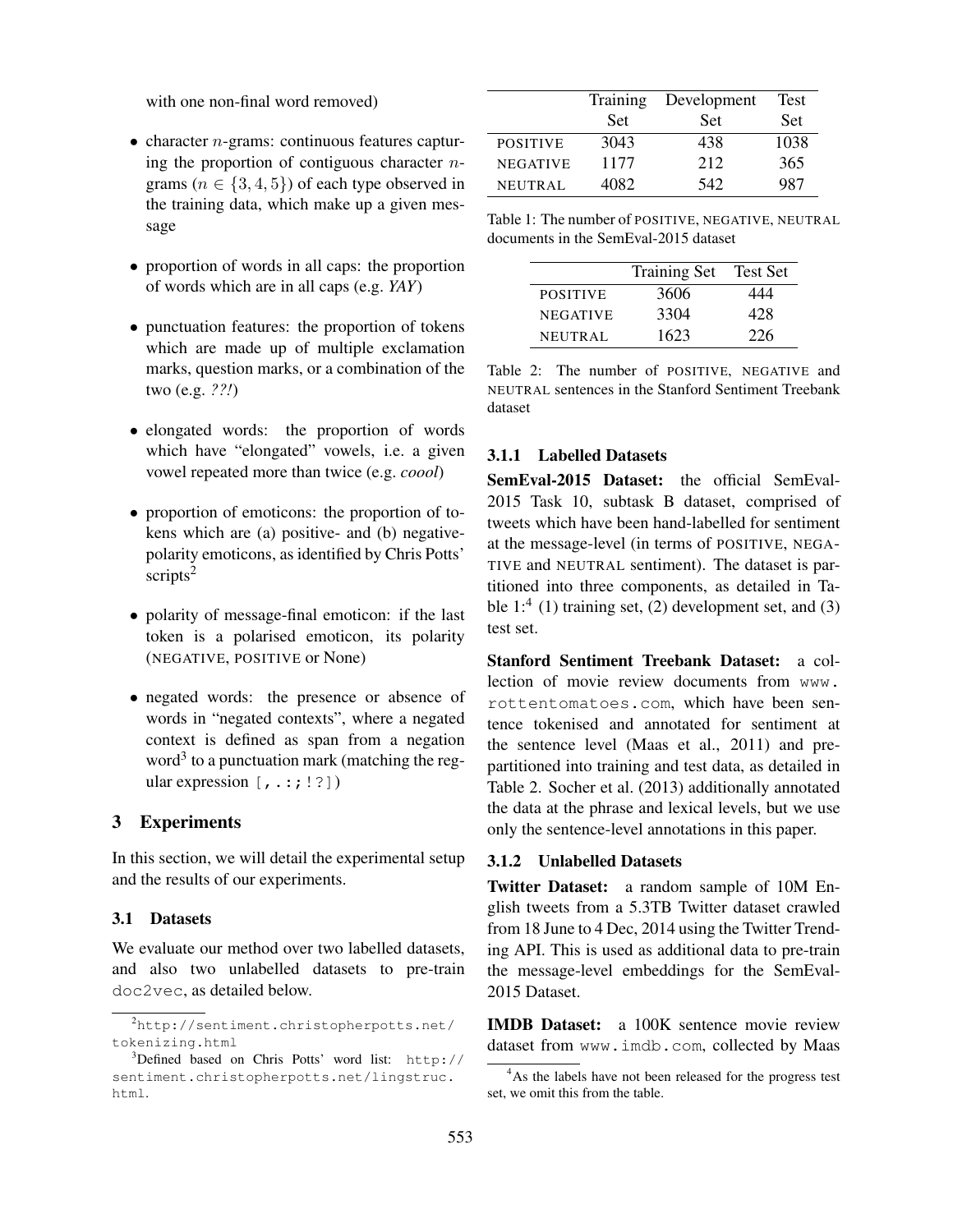with one non-final word removed)

- character $n$-grams: continuous features capturing the proportion of contiguous character $n$-grams ($n \in \{3, 4, 5\}$) of each type observed in the training data, which make up a given message
- proportion of words in all caps: the proportion of words which are in all caps (e.g. *YAY*)
- punctuation features: the proportion of tokens which are made up of multiple exclamation marks, question marks, or a combination of the two (e.g. *??!*)
- elongated words: the proportion of words which have "elongated" vowels, i.e. a given vowel repeated more than twice (e.g. *coool*)
- proportion of emoticons: the proportion of tokens which are (a) positive- and (b) negative-polarity emoticons, as identified by Chris Potts' scripts[2]
- polarity of message-final emoticon: if the last token is a polarised emoticon, its polarity (NEGATIVE, POSITIVE or None)
- negated words: the presence or absence of words in "negated contexts", where a negated context is defined as span from a negation word[3] to a punctuation mark (matching the regular expression `[,.:;!?]`)

## 3 Experiments

In this section, we will detail the experimental setup and the results of our experiments.

### 3.1 Datasets

We evaluate our method over two labelled datasets, and also two unlabelled datasets to pre-train `doc2vec`, as detailed below.

[2] http://sentiment.christopherpotts.net/tokenizing.html

[3] Defined based on Chris Potts' word list: http://sentiment.christopherpotts.net/lingstruc.html.

| | Training Set | Development Set | Test Set |
|---|---|---|---|
| POSITIVE | 3043 | 438 | 1038 |
| NEGATIVE | 1177 | 212 | 365 |
| NEUTRAL | 4082 | 542 | 987 |

Table 1: The number of POSITIVE, NEGATIVE, NEUTRAL documents in the SemEval-2015 dataset

| | Training Set | Test Set |
|---|---|---|
| POSITIVE | 3606 | 444 |
| NEGATIVE | 3304 | 428 |
| NEUTRAL | 1623 | 226 |

Table 2: The number of POSITIVE, NEGATIVE and NEUTRAL sentences in the Stanford Sentiment Treebank dataset

#### 3.1.1 Labelled Datasets

**SemEval-2015 Dataset:** the official SemEval-2015 Task 10, subtask B dataset, comprised of tweets which have been hand-labelled for sentiment at the message-level (in terms of POSITIVE, NEGATIVE and NEUTRAL sentiment). The dataset is partitioned into three components, as detailed in Table 1:[4] (1) training set, (2) development set, and (3) test set.

**Stanford Sentiment Treebank Dataset:** a collection of movie review documents from `www.rottentomatoes.com`, which have been sentence tokenised and annotated for sentiment at the sentence level (Maas et al., 2011) and pre-partitioned into training and test data, as detailed in Table 2. Socher et al. (2013) additionally annotated the data at the phrase and lexical levels, but we use only the sentence-level annotations in this paper.

#### 3.1.2 Unlabelled Datasets

**Twitter Dataset:** a random sample of 10M English tweets from a 5.3TB Twitter dataset crawled from 18 June to 4 Dec, 2014 using the Twitter Trending API. This is used as additional data to pre-train the message-level embeddings for the SemEval-2015 Dataset.

**IMDB Dataset:** a 100K sentence movie review dataset from `www.imdb.com`, collected by Maas

[4] As the labels have not been released for the progress test set, we omit this from the table.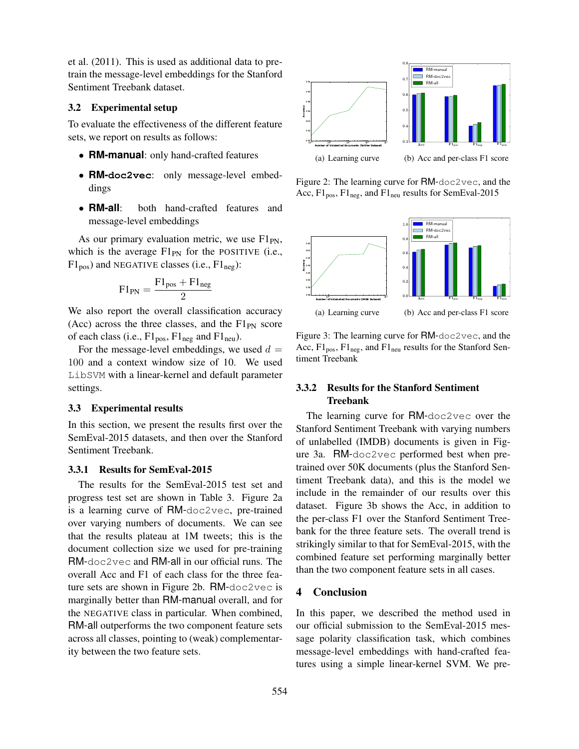et al. (2011). This is used as additional data to pre-train the message-level embeddings for the Stanford Sentiment Treebank dataset.

### 3.2 Experimental setup

To evaluate the effectiveness of the different feature sets, we report on results as follows:

- **RM-manual**: only hand-crafted features
- **RM-doc2vec**: only message-level embeddings
- **RM-all**: both hand-crafted features and message-level embeddings

As our primary evaluation metric, we use $\text{F1}_{\text{PN}}$, which is the average $\text{F1}_{\text{PN}}$ for the POSITIVE (i.e., $\text{F1}_{\text{pos}}$) and NEGATIVE classes (i.e., $\text{F1}_{\text{neg}}$):

$$\text{F1}_{\text{PN}} = \frac{\text{F1}_{\text{pos}} + \text{F1}_{\text{neg}}}{2}$$

We also report the overall classification accuracy (Acc) across the three classes, and the $\text{F1}_{\text{PN}}$ score of each class (i.e., $\text{F1}_{\text{pos}}$, $\text{F1}_{\text{neg}}$ and $\text{F1}_{\text{neu}}$).

For the message-level embeddings, we used $d = 100$ and a context window size of 10. We used `LibSVM` with a linear-kernel and default parameter settings.

### 3.3 Experimental results

In this section, we present the results first over the SemEval-2015 datasets, and then over the Stanford Sentiment Treebank.

#### 3.3.1 Results for SemEval-2015

The results for the SemEval-2015 test set and progress test set are shown in Table 3. Figure 2a is a learning curve of RM-doc2vec, pre-trained over varying numbers of documents. We can see that the results plateau at 1M tweets; this is the document collection size we used for pre-training RM-doc2vec and RM-all in our official runs. The overall Acc and F1 of each class for the three feature sets are shown in Figure 2b. RM-doc2vec is marginally better than RM-manual overall, and for the NEGATIVE class in particular. When combined, RM-all outperforms the two component feature sets across all classes, pointing to (weak) complementarity between the two feature sets.

(a) Learning curve (b) Acc and per-class F1 score

Figure 2: The learning curve for RM-doc2vec, and the Acc, $\text{F1}_{\text{pos}}$, $\text{F1}_{\text{neg}}$, and $\text{F1}_{\text{neu}}$ results for SemEval-2015

(a) Learning curve (b) Acc and per-class F1 score

Figure 3: The learning curve for RM-doc2vec, and the Acc, $\text{F1}_{\text{pos}}$, $\text{F1}_{\text{neg}}$, and $\text{F1}_{\text{neu}}$ results for the Stanford Sentiment Treebank

#### 3.3.2 Results for the Stanford Sentiment Treebank

The learning curve for RM-doc2vec over the Stanford Sentiment Treebank with varying numbers of unlabelled (IMDB) documents is given in Figure 3a. RM-doc2vec performed best when pre-trained over 50K documents (plus the Stanford Sentiment Treebank data), and this is the model we include in the remainder of our results over this dataset. Figure 3b shows the Acc, in addition to the per-class F1 over the Stanford Sentiment Treebank for the three feature sets. The overall trend is strikingly similar to that for SemEval-2015, with the combined feature set performing marginally better than the two component feature sets in all cases.

## 4 Conclusion

In this paper, we described the method used in our official submission to the SemEval-2015 message polarity classification task, which combines message-level embeddings with hand-crafted features using a simple linear-kernel SVM. We pre-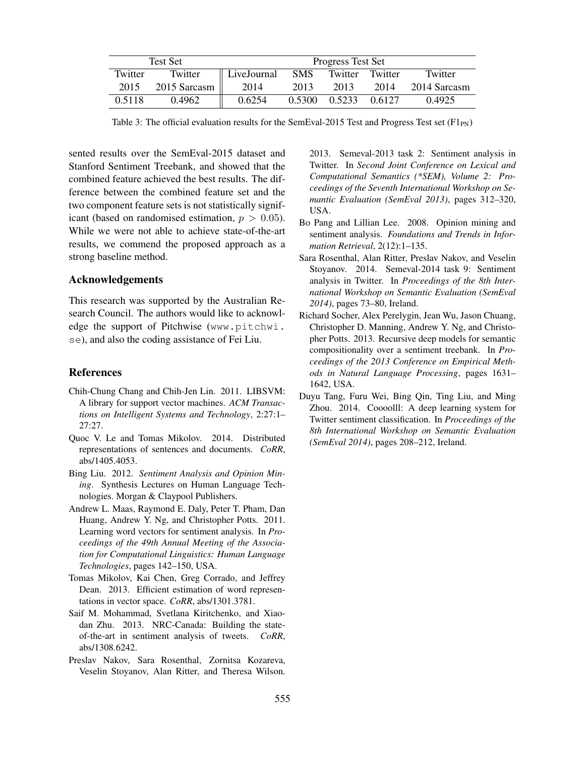| Test Set | | Progress Test Set | | | | |
|---|---|---|---|---|---|---|
| Twitter 2015 | Twitter 2015 Sarcasm | LiveJournal 2014 | SMS 2013 | Twitter 2013 | Twitter 2014 | Twitter 2014 Sarcasm |
| 0.5118 | 0.4962 | 0.6254 | 0.5300 | 0.5233 | 0.6127 | 0.4925 |

Table 3: The official evaluation results for the SemEval-2015 Test and Progress Test set ($F1_{PN}$)

sented results over the SemEval-2015 dataset and Stanford Sentiment Treebank, and showed that the combined feature achieved the best results. The difference between the combined feature set and the two component feature sets is not statistically significant (based on randomised estimation, $p > 0.05$). While we were not able to achieve state-of-the-art results, we commend the proposed approach as a strong baseline method.

## Acknowledgements

This research was supported by the Australian Research Council. The authors would like to acknowledge the support of Pitchwise (`www.pitchwi.se`), and also the coding assistance of Fei Liu.

## References

Chih-Chung Chang and Chih-Jen Lin. 2011. LIBSVM: A library for support vector machines. *ACM Transactions on Intelligent Systems and Technology*, 2:27:1–27:27.

Quoc V. Le and Tomas Mikolov. 2014. Distributed representations of sentences and documents. *CoRR*, abs/1405.4053.

Bing Liu. 2012. *Sentiment Analysis and Opinion Mining*. Synthesis Lectures on Human Language Technologies. Morgan & Claypool Publishers.

Andrew L. Maas, Raymond E. Daly, Peter T. Pham, Dan Huang, Andrew Y. Ng, and Christopher Potts. 2011. Learning word vectors for sentiment analysis. In *Proceedings of the 49th Annual Meeting of the Association for Computational Linguistics: Human Language Technologies*, pages 142–150, USA.

Tomas Mikolov, Kai Chen, Greg Corrado, and Jeffrey Dean. 2013. Efficient estimation of word representations in vector space. *CoRR*, abs/1301.3781.

Saif M. Mohammad, Svetlana Kiritchenko, and Xiaodan Zhu. 2013. NRC-Canada: Building the state-of-the-art in sentiment analysis of tweets. *CoRR*, abs/1308.6242.

Preslav Nakov, Sara Rosenthal, Zornitsa Kozareva, Veselin Stoyanov, Alan Ritter, and Theresa Wilson. 2013. Semeval-2013 task 2: Sentiment analysis in Twitter. In *Second Joint Conference on Lexical and Computational Semantics (*SEM), Volume 2: Proceedings of the Seventh International Workshop on Semantic Evaluation (SemEval 2013)*, pages 312–320, USA.

Bo Pang and Lillian Lee. 2008. Opinion mining and sentiment analysis. *Foundations and Trends in Information Retrieval*, 2(12):1–135.

Sara Rosenthal, Alan Ritter, Preslav Nakov, and Veselin Stoyanov. 2014. Semeval-2014 task 9: Sentiment analysis in Twitter. In *Proceedings of the 8th International Workshop on Semantic Evaluation (SemEval 2014)*, pages 73–80, Ireland.

Richard Socher, Alex Perelygin, Jean Wu, Jason Chuang, Christopher D. Manning, Andrew Y. Ng, and Christopher Potts. 2013. Recursive deep models for semantic compositionality over a sentiment treebank. In *Proceedings of the 2013 Conference on Empirical Methods in Natural Language Processing*, pages 1631–1642, USA.

Duyu Tang, Furu Wei, Bing Qin, Ting Liu, and Ming Zhou. 2014. Coooolll: A deep learning system for Twitter sentiment classification. In *Proceedings of the 8th International Workshop on Semantic Evaluation (SemEval 2014)*, pages 208–212, Ireland.